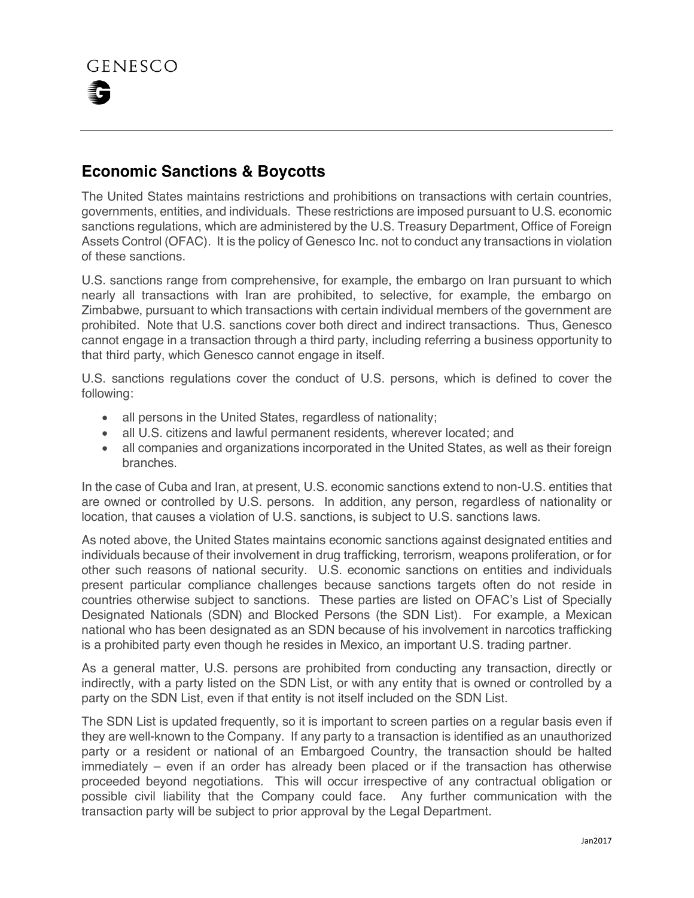GENESCO

## Economic Sanctions & Boycotts

The United States maintains restrictions and prohibitions on transactions with certain countries, governments, entities, and individuals. These restrictions are imposed pursuant to U.S. economic sanctions regulations, which are administered by the U.S. Treasury Department, Office of Foreign Assets Control (OFAC). It is the policy of Genesco Inc. not to conduct any transactions in violation of these sanctions.

U.S. sanctions range from comprehensive, for example, the embargo on Iran pursuant to which nearly all transactions with Iran are prohibited, to selective, for example, the embargo on Zimbabwe, pursuant to which transactions with certain individual members of the government are prohibited. Note that U.S. sanctions cover both direct and indirect transactions. Thus, Genesco cannot engage in a transaction through a third party, including referring a business opportunity to that third party, which Genesco cannot engage in itself.

U.S. sanctions regulations cover the conduct of U.S. persons, which is defined to cover the following:

- all persons in the United States, regardless of nationality;
- all U.S. citizens and lawful permanent residents, wherever located; and
- all companies and organizations incorporated in the United States, as well as their foreign branches.

In the case of Cuba and Iran, at present, U.S. economic sanctions extend to non-U.S. entities that are owned or controlled by U.S. persons. In addition, any person, regardless of nationality or location, that causes a violation of U.S. sanctions, is subject to U.S. sanctions laws.

As noted above, the United States maintains economic sanctions against designated entities and individuals because of their involvement in drug trafficking, terrorism, weapons proliferation, or for other such reasons of national security. U.S. economic sanctions on entities and individuals present particular compliance challenges because sanctions targets often do not reside in countries otherwise subject to sanctions. These parties are listed on OFAC's List of Specially Designated Nationals (SDN) and Blocked Persons (the SDN List). For example, a Mexican national who has been designated as an SDN because of his involvement in narcotics trafficking is a prohibited party even though he resides in Mexico, an important U.S. trading partner.

As a general matter, U.S. persons are prohibited from conducting any transaction, directly or indirectly, with a party listed on the SDN List, or with any entity that is owned or controlled by a party on the SDN List, even if that entity is not itself included on the SDN List.

The SDN List is updated frequently, so it is important to screen parties on a regular basis even if they are well-known to the Company. If any party to a transaction is identified as an unauthorized party or a resident or national of an Embargoed Country, the transaction should be halted immediately – even if an order has already been placed or if the transaction has otherwise proceeded beyond negotiations. This will occur irrespective of any contractual obligation or possible civil liability that the Company could face. Any further communication with the transaction party will be subject to prior approval by the Legal Department.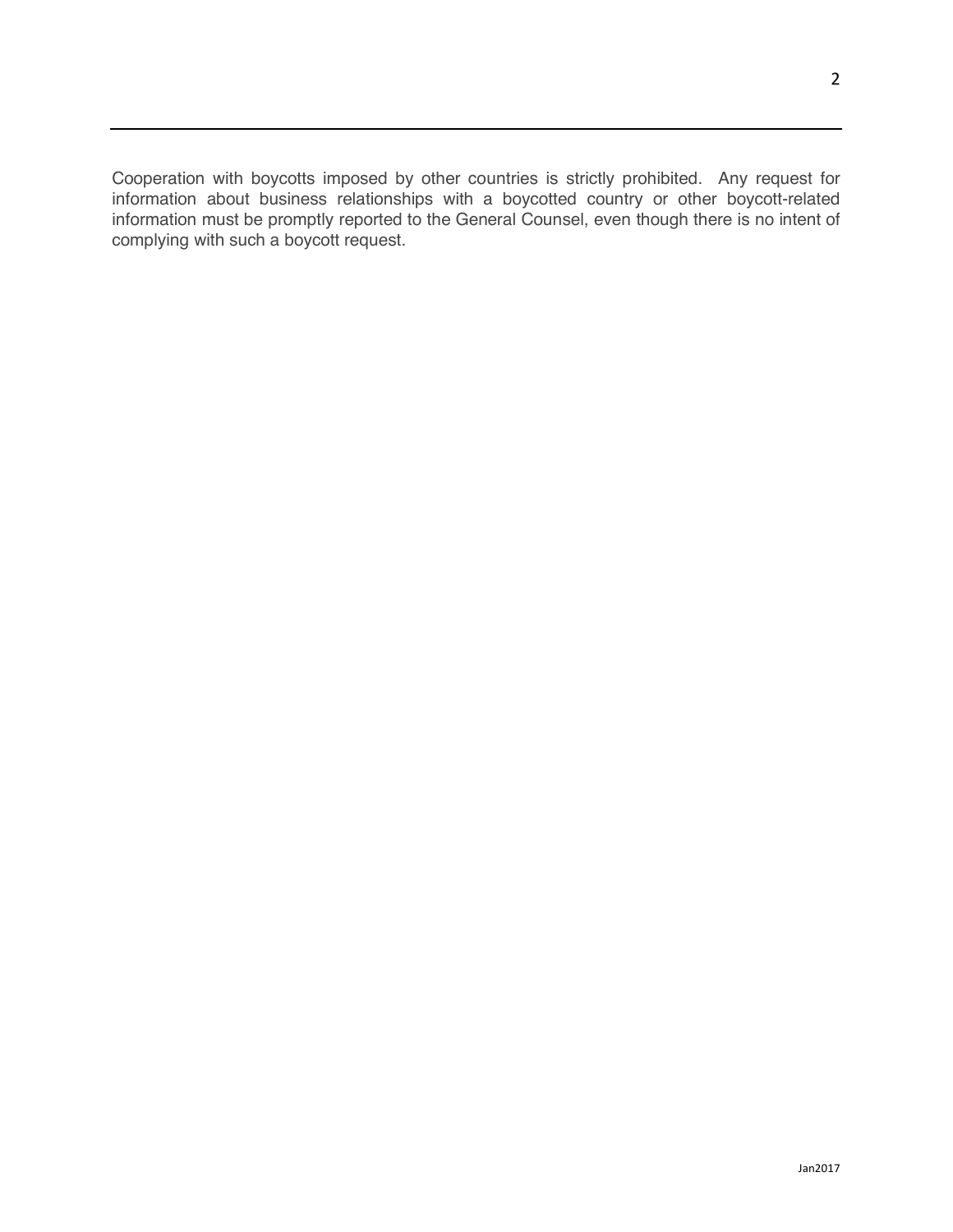Cooperation with boycotts imposed by other countries is strictly prohibited. Any request for information about business relationships with a boycotted country or other boycott-related information must be promptly reported to the General Counsel, even though there is no intent of complying with such a boycott request.